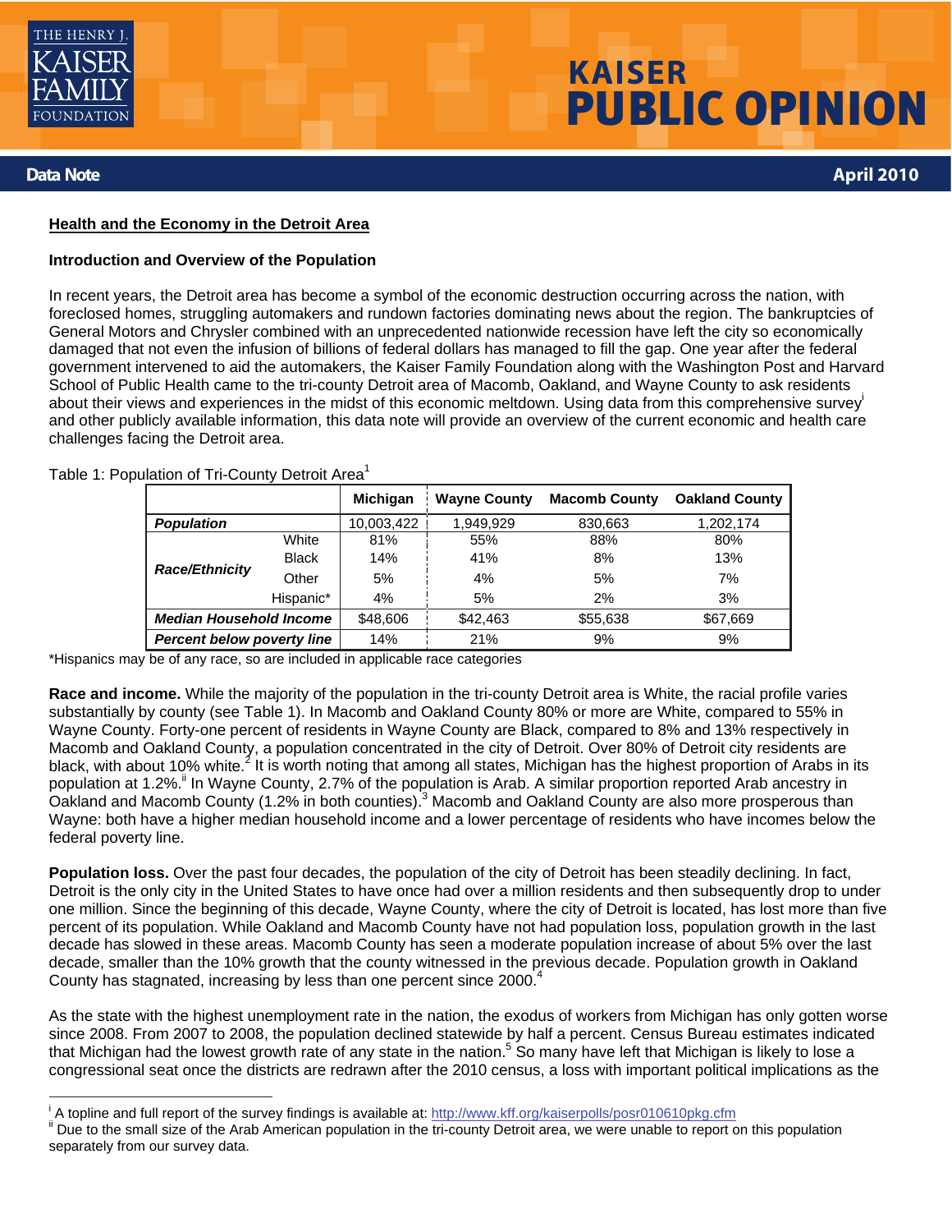THE HENRY J. KAISER FAMILY FOUNDATION

# KAISER PUBLIC OPINION

**Data Note** — **April 2010**

## Health and the Economy in the Detroit Area

### Introduction and Overview of the Population

In recent years, the Detroit area has become a symbol of the economic destruction occurring across the nation, with foreclosed homes, struggling automakers and rundown factories dominating news about the region. The bankruptcies of General Motors and Chrysler combined with an unprecedented nationwide recession have left the city so economically damaged that not even the infusion of billions of federal dollars has managed to fill the gap. One year after the federal government intervened to aid the automakers, the Kaiser Family Foundation along with the Washington Post and Harvard School of Public Health came to the tri-county Detroit area of Macomb, Oakland, and Wayne County to ask residents about their views and experiences in the midst of this economic meltdown. Using data from this comprehensive survey[i] and other publicly available information, this data note will provide an overview of the current economic and health care challenges facing the Detroit area.

Table 1: Population of Tri-County Detroit Area[1]

| | | Michigan | Wayne County | Macomb County | Oakland County |
|---|---|---|---|---|---|
| ***Population*** | | 10,003,422 | 1,949,929 | 830,663 | 1,202,174 |
| ***Race/Ethnicity*** | White | 81% | 55% | 88% | 80% |
| | Black | 14% | 41% | 8% | 13% |
| | Other | 5% | 4% | 5% | 7% |
| | Hispanic* | 4% | 5% | 2% | 3% |
| ***Median Household Income*** | | $48,606 | $42,463 | $55,638 | $67,669 |
| ***Percent below poverty line*** | | 14% | 21% | 9% | 9% |

*Hispanics may be of any race, so are included in applicable race categories

**Race and income.** While the majority of the population in the tri-county Detroit area is White, the racial profile varies substantially by county (see Table 1). In Macomb and Oakland County 80% or more are White, compared to 55% in Wayne County. Forty-one percent of residents in Wayne County are Black, compared to 8% and 13% respectively in Macomb and Oakland County, a population concentrated in the city of Detroit. Over 80% of Detroit city residents are black, with about 10% white.[2] It is worth noting that among all states, Michigan has the highest proportion of Arabs in its population at 1.2%.[ii] In Wayne County, 2.7% of the population is Arab. A similar proportion reported Arab ancestry in Oakland and Macomb County (1.2% in both counties).[3] Macomb and Oakland County are also more prosperous than Wayne: both have a higher median household income and a lower percentage of residents who have incomes below the federal poverty line.

**Population loss.** Over the past four decades, the population of the city of Detroit has been steadily declining. In fact, Detroit is the only city in the United States to have once had over a million residents and then subsequently drop to under one million. Since the beginning of this decade, Wayne County, where the city of Detroit is located, has lost more than five percent of its population. While Oakland and Macomb County have not had population loss, population growth in the last decade has slowed in these areas. Macomb County has seen a moderate population increase of about 5% over the last decade, smaller than the 10% growth that the county witnessed in the previous decade. Population growth in Oakland County has stagnated, increasing by less than one percent since 2000.[4]

As the state with the highest unemployment rate in the nation, the exodus of workers from Michigan has only gotten worse since 2008. From 2007 to 2008, the population declined statewide by half a percent. Census Bureau estimates indicated that Michigan had the lowest growth rate of any state in the nation.[5] So many have left that Michigan is likely to lose a congressional seat once the districts are redrawn after the 2010 census, a loss with important political implications as the

---

[i] A topline and full report of the survey findings is available at: http://www.kff.org/kaiserpolls/posr010610pkg.cfm

[ii] Due to the small size of the Arab American population in the tri-county Detroit area, we were unable to report on this population separately from our survey data.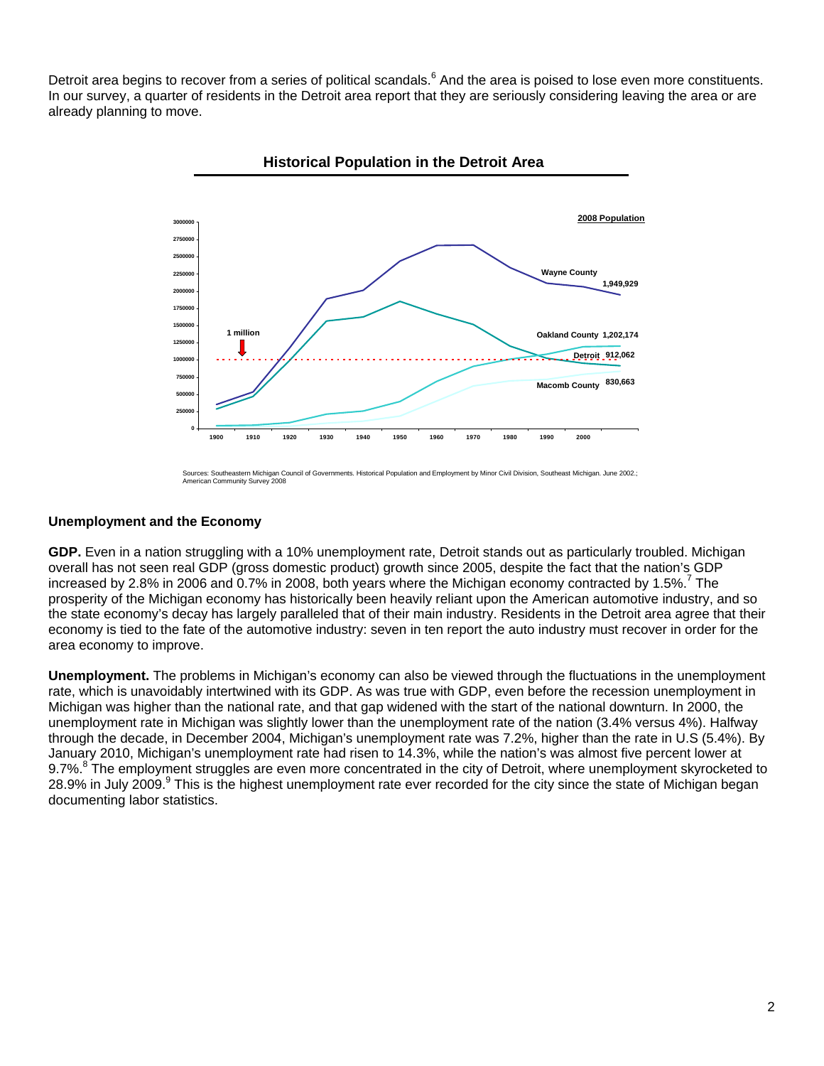Detroit area begins to recover from a series of political scandals.[6] And the area is poised to lose even more constituents. In our survey, a quarter of residents in the Detroit area report that they are seriously considering leaving the area or are already planning to move.

**Historical Population in the Detroit Area**

2008 Population: Wayne County 1,949,929; Oakland County 1,202,174; Detroit 912,062; Macomb County 830,663

Sources: Southeastern Michigan Council of Governments. Historical Population and Employment by Minor Civil Division, Southeast Michigan. June 2002.; American Community Survey 2008

### Unemployment and the Economy

**GDP.** Even in a nation struggling with a 10% unemployment rate, Detroit stands out as particularly troubled. Michigan overall has not seen real GDP (gross domestic product) growth since 2005, despite the fact that the nation's GDP increased by 2.8% in 2006 and 0.7% in 2008, both years where the Michigan economy contracted by 1.5%.[7] The prosperity of the Michigan economy has historically been heavily reliant upon the American automotive industry, and so the state economy's decay has largely paralleled that of their main industry. Residents in the Detroit area agree that their economy is tied to the fate of the automotive industry: seven in ten report the auto industry must recover in order for the area economy to improve.

**Unemployment.** The problems in Michigan's economy can also be viewed through the fluctuations in the unemployment rate, which is unavoidably intertwined with its GDP. As was true with GDP, even before the recession unemployment in Michigan was higher than the national rate, and that gap widened with the start of the national downturn. In 2000, the unemployment rate in Michigan was slightly lower than the unemployment rate of the nation (3.4% versus 4%). Halfway through the decade, in December 2004, Michigan's unemployment rate was 7.2%, higher than the rate in U.S (5.4%). By January 2010, Michigan's unemployment rate had risen to 14.3%, while the nation's was almost five percent lower at 9.7%.[8] The employment struggles are even more concentrated in the city of Detroit, where unemployment skyrocketed to 28.9% in July 2009.[9] This is the highest unemployment rate ever recorded for the city since the state of Michigan began documenting labor statistics.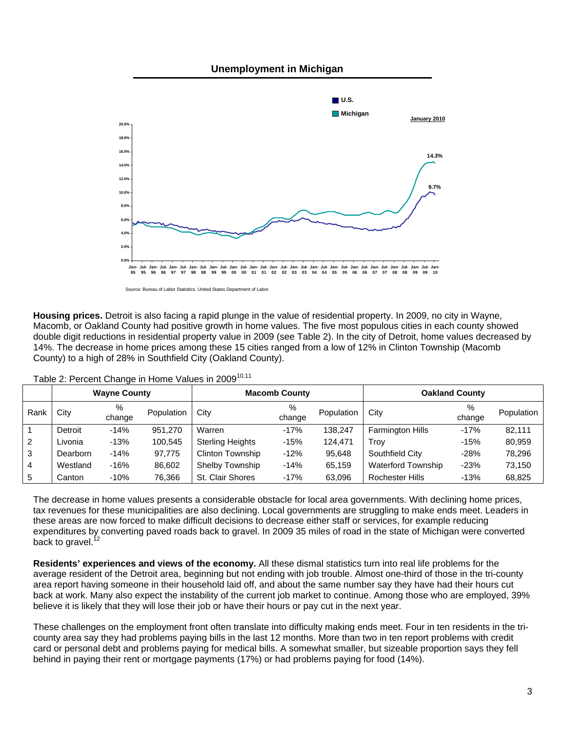**Unemployment in Michigan**

U.S.

Michigan

January 2010

14.3%

9.7%

Source: Bureau of Labor Statistics. United States Department of Labor.

**Housing prices.** Detroit is also facing a rapid plunge in the value of residential property. In 2009, no city in Wayne, Macomb, or Oakland County had positive growth in home values. The five most populous cities in each county showed double digit reductions in residential property value in 2009 (see Table 2). In the city of Detroit, home values decreased by 14%. The decrease in home prices among these 15 cities ranged from a low of 12% in Clinton Township (Macomb County) to a high of 28% in Southfield City (Oakland County).

Table 2: Percent Change in Home Values in 2009[10,11]

| | Wayne County | | | Macomb County | | | Oakland County | | |
|---|---|---|---|---|---|---|---|---|---|
| Rank | City | % change | Population | City | % change | Population | City | % change | Population |
| 1 | Detroit | -14% | 951,270 | Warren | -17% | 138,247 | Farmington Hills | -17% | 82,111 |
| 2 | Livonia | -13% | 100,545 | Sterling Heights | -15% | 124,471 | Troy | -15% | 80,959 |
| 3 | Dearborn | -14% | 97,775 | Clinton Township | -12% | 95,648 | Southfield City | -28% | 78,296 |
| 4 | Westland | -16% | 86,602 | Shelby Township | -14% | 65,159 | Waterford Township | -23% | 73,150 |
| 5 | Canton | -10% | 76,366 | St. Clair Shores | -17% | 63,096 | Rochester Hills | -13% | 68,825 |

The decrease in home values presents a considerable obstacle for local area governments. With declining home prices, tax revenues for these municipalities are also declining. Local governments are struggling to make ends meet. Leaders in these areas are now forced to make difficult decisions to decrease either staff or services, for example reducing expenditures by converting paved roads back to gravel. In 2009 35 miles of road in the state of Michigan were converted back to gravel.[12]

**Residents' experiences and views of the economy.** All these dismal statistics turn into real life problems for the average resident of the Detroit area, beginning but not ending with job trouble. Almost one-third of those in the tri-county area report having someone in their household laid off, and about the same number say they have had their hours cut back at work. Many also expect the instability of the current job market to continue. Among those who are employed, 39% believe it is likely that they will lose their job or have their hours or pay cut in the next year.

These challenges on the employment front often translate into difficulty making ends meet. Four in ten residents in the tri-county area say they had problems paying bills in the last 12 months. More than two in ten report problems with credit card or personal debt and problems paying for medical bills. A somewhat smaller, but sizeable proportion says they fell behind in paying their rent or mortgage payments (17%) or had problems paying for food (14%).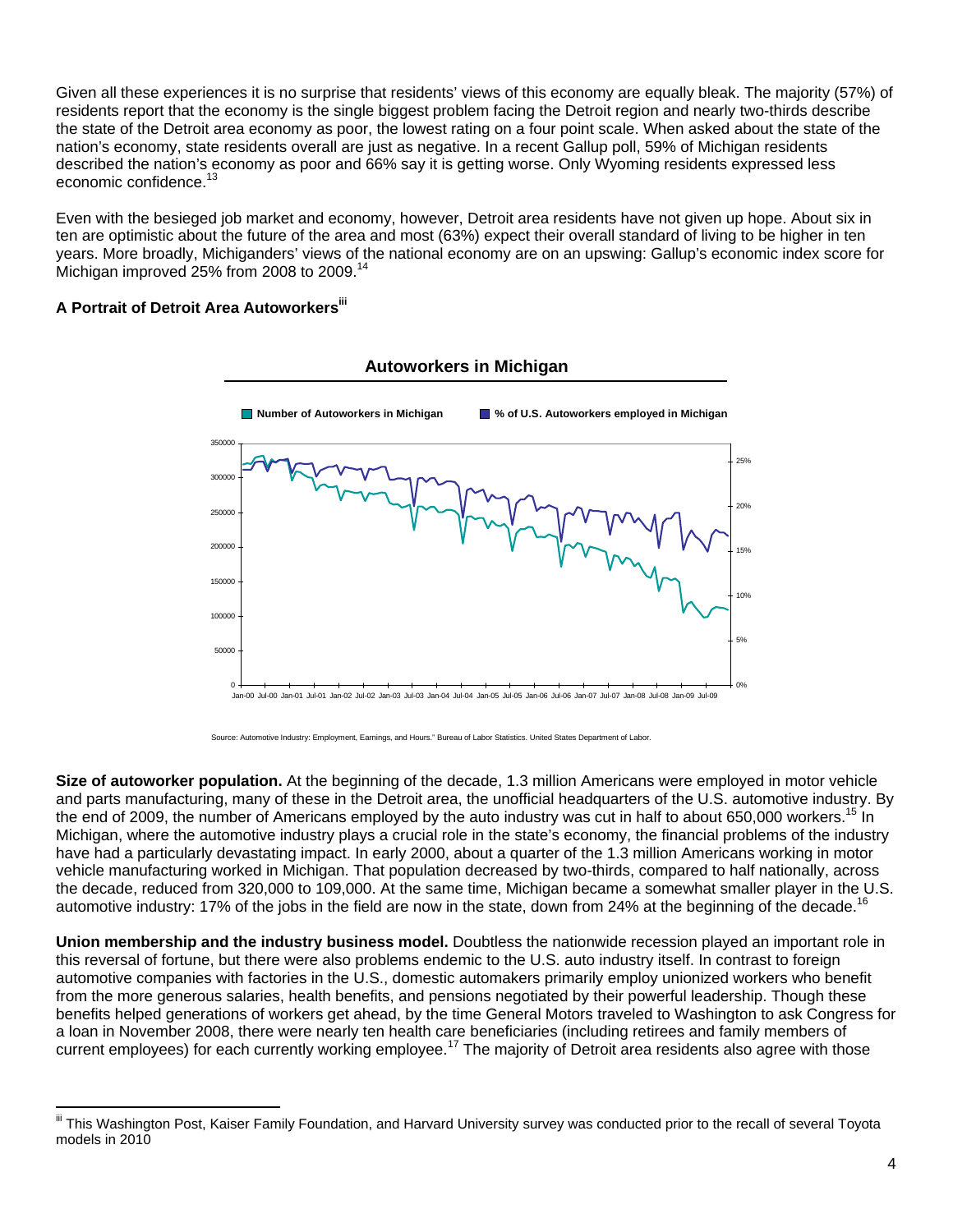Given all these experiences it is no surprise that residents' views of this economy are equally bleak. The majority (57%) of residents report that the economy is the single biggest problem facing the Detroit region and nearly two-thirds describe the state of the Detroit area economy as poor, the lowest rating on a four point scale. When asked about the state of the nation's economy, state residents overall are just as negative. In a recent Gallup poll, 59% of Michigan residents described the nation's economy as poor and 66% say it is getting worse. Only Wyoming residents expressed less economic confidence.[13]

Even with the besieged job market and economy, however, Detroit area residents have not given up hope. About six in ten are optimistic about the future of the area and most (63%) expect their overall standard of living to be higher in ten years. More broadly, Michiganders' views of the national economy are on an upswing: Gallup's economic index score for Michigan improved 25% from 2008 to 2009.[14]

### A Portrait of Detroit Area Autoworkers[iii]

**Autoworkers in Michigan**

Number of Autoworkers in Michigan | % of U.S. Autoworkers employed in Michigan

Source: Automotive Industry: Employment, Earnings, and Hours." Bureau of Labor Statistics. United States Department of Labor.

**Size of autoworker population.** At the beginning of the decade, 1.3 million Americans were employed in motor vehicle and parts manufacturing, many of these in the Detroit area, the unofficial headquarters of the U.S. automotive industry. By the end of 2009, the number of Americans employed by the auto industry was cut in half to about 650,000 workers.[15] In Michigan, where the automotive industry plays a crucial role in the state's economy, the financial problems of the industry have had a particularly devastating impact. In early 2000, about a quarter of the 1.3 million Americans working in motor vehicle manufacturing worked in Michigan. That population decreased by two-thirds, compared to half nationally, across the decade, reduced from 320,000 to 109,000. At the same time, Michigan became a somewhat smaller player in the U.S. automotive industry: 17% of the jobs in the field are now in the state, down from 24% at the beginning of the decade.[16]

**Union membership and the industry business model.** Doubtless the nationwide recession played an important role in this reversal of fortune, but there were also problems endemic to the U.S. auto industry itself. In contrast to foreign automotive companies with factories in the U.S., domestic automakers primarily employ unionized workers who benefit from the more generous salaries, health benefits, and pensions negotiated by their powerful leadership. Though these benefits helped generations of workers get ahead, by the time General Motors traveled to Washington to ask Congress for a loan in November 2008, there were nearly ten health care beneficiaries (including retirees and family members of current employees) for each currently working employee.[17] The majority of Detroit area residents also agree with those

---

[iii] This Washington Post, Kaiser Family Foundation, and Harvard University survey was conducted prior to the recall of several Toyota models in 2010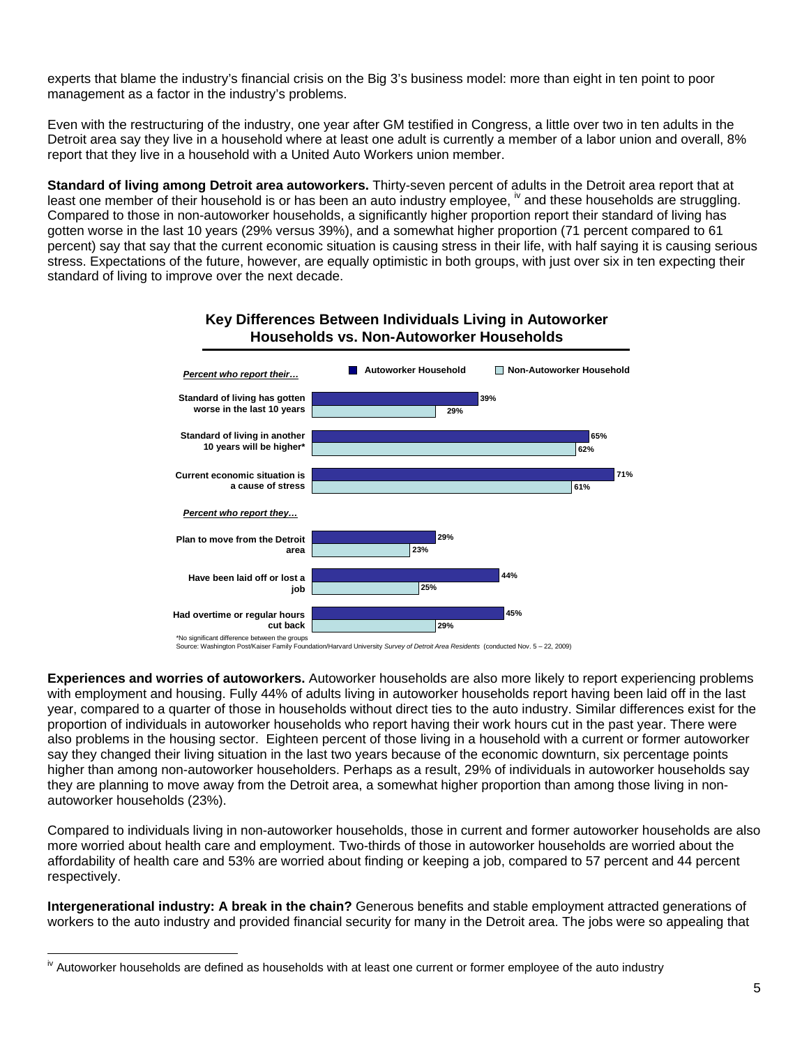experts that blame the industry's financial crisis on the Big 3's business model: more than eight in ten point to poor management as a factor in the industry's problems.

Even with the restructuring of the industry, one year after GM testified in Congress, a little over two in ten adults in the Detroit area say they live in a household where at least one adult is currently a member of a labor union and overall, 8% report that they live in a household with a United Auto Workers union member.

**Standard of living among Detroit area autoworkers.** Thirty-seven percent of adults in the Detroit area report that at least one member of their household is or has been an auto industry employee, [iv] and these households are struggling. Compared to those in non-autoworker households, a significantly higher proportion report their standard of living has gotten worse in the last 10 years (29% versus 39%), and a somewhat higher proportion (71 percent compared to 61 percent) say that say that the current economic situation is causing stress in their life, with half saying it is causing serious stress. Expectations of the future, however, are equally optimistic in both groups, with just over six in ten expecting their standard of living to improve over the next decade.

**Key Differences Between Individuals Living in Autoworker Households vs. Non-Autoworker Households**

| | Autoworker Household | Non-Autoworker Household |
|---|---|---|
| *Percent who report their…* | | |
| Standard of living has gotten worse in the last 10 years | 39% | 29% |
| Standard of living in another 10 years will be higher* | 65% | 62% |
| Current economic situation is a cause of stress | 71% | 61% |
| *Percent who report they…* | | |
| Plan to move from the Detroit area | 29% | 23% |
| Have been laid off or lost a job | 44% | 25% |
| Had overtime or regular hours cut back | 45% | 29% |

*No significant difference between the groups
Source: Washington Post/Kaiser Family Foundation/Harvard University *Survey of Detroit Area Residents* (conducted Nov. 5 – 22, 2009)

**Experiences and worries of autoworkers.** Autoworker households are also more likely to report experiencing problems with employment and housing. Fully 44% of adults living in autoworker households report having been laid off in the last year, compared to a quarter of those in households without direct ties to the auto industry. Similar differences exist for the proportion of individuals in autoworker households who report having their work hours cut in the past year. There were also problems in the housing sector. Eighteen percent of those living in a household with a current or former autoworker say they changed their living situation in the last two years because of the economic downturn, six percentage points higher than among non-autoworker householders. Perhaps as a result, 29% of individuals in autoworker households say they are planning to move away from the Detroit area, a somewhat higher proportion than among those living in non-autoworker households (23%).

Compared to individuals living in non-autoworker households, those in current and former autoworker households are also more worried about health care and employment. Two-thirds of those in autoworker households are worried about the affordability of health care and 53% are worried about finding or keeping a job, compared to 57 percent and 44 percent respectively.

**Intergenerational industry: A break in the chain?** Generous benefits and stable employment attracted generations of workers to the auto industry and provided financial security for many in the Detroit area. The jobs were so appealing that

[iv] Autoworker households are defined as households with at least one current or former employee of the auto industry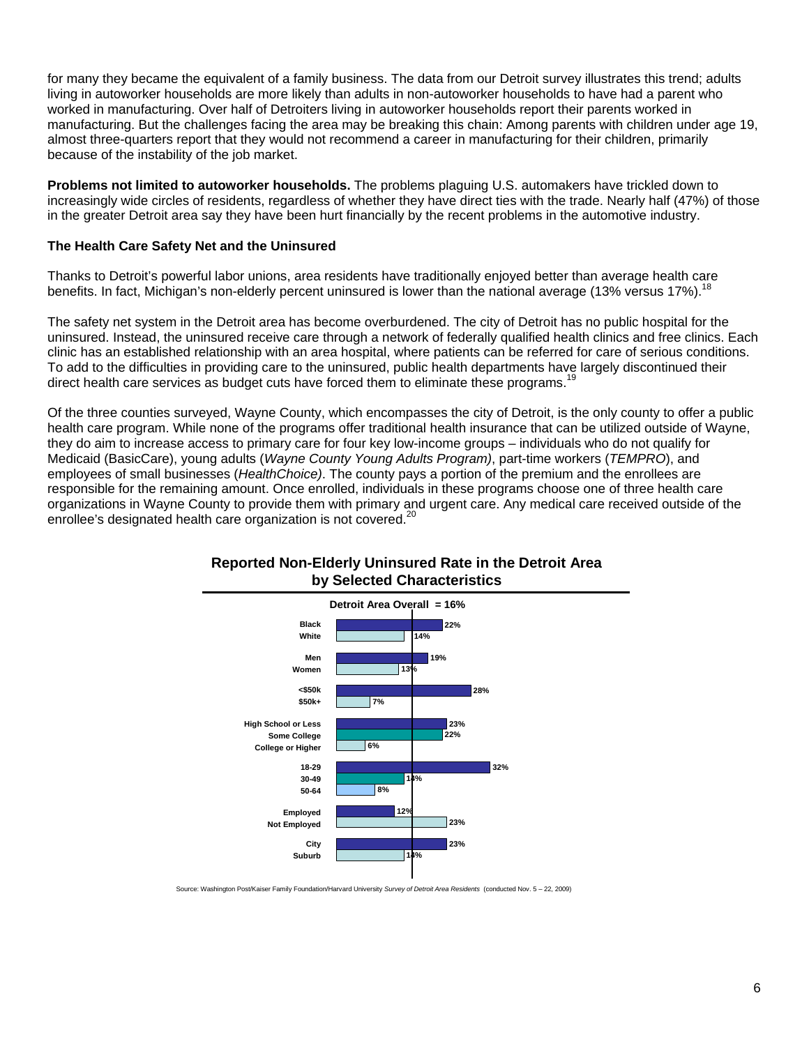for many they became the equivalent of a family business. The data from our Detroit survey illustrates this trend; adults living in autoworker households are more likely than adults in non-autoworker households to have had a parent who worked in manufacturing. Over half of Detroiters living in autoworker households report their parents worked in manufacturing. But the challenges facing the area may be breaking this chain: Among parents with children under age 19, almost three-quarters report that they would not recommend a career in manufacturing for their children, primarily because of the instability of the job market.

**Problems not limited to autoworker households.** The problems plaguing U.S. automakers have trickled down to increasingly wide circles of residents, regardless of whether they have direct ties with the trade. Nearly half (47%) of those in the greater Detroit area say they have been hurt financially by the recent problems in the automotive industry.

### The Health Care Safety Net and the Uninsured

Thanks to Detroit's powerful labor unions, area residents have traditionally enjoyed better than average health care benefits. In fact, Michigan's non-elderly percent uninsured is lower than the national average (13% versus 17%).[18]

The safety net system in the Detroit area has become overburdened. The city of Detroit has no public hospital for the uninsured. Instead, the uninsured receive care through a network of federally qualified health clinics and free clinics. Each clinic has an established relationship with an area hospital, where patients can be referred for care of serious conditions. To add to the difficulties in providing care to the uninsured, public health departments have largely discontinued their direct health care services as budget cuts have forced them to eliminate these programs.[19]

Of the three counties surveyed, Wayne County, which encompasses the city of Detroit, is the only county to offer a public health care program. While none of the programs offer traditional health insurance that can be utilized outside of Wayne, they do aim to increase access to primary care for four key low-income groups – individuals who do not qualify for Medicaid (BasicCare), young adults (*Wayne County Young Adults Program)*, part-time workers (*TEMPRO*), and employees of small businesses (*HealthChoice)*. The county pays a portion of the premium and the enrollees are responsible for the remaining amount. Once enrolled, individuals in these programs choose one of three health care organizations in Wayne County to provide them with primary and urgent care. Any medical care received outside of the enrollee's designated health care organization is not covered.[20]

**Reported Non-Elderly Uninsured Rate in the Detroit Area by Selected Characteristics**

Detroit Area Overall = 16%

| Characteristic | Uninsured Rate |
|---|---|
| Black | 22% |
| White | 14% |
| Men | 19% |
| Women | 13% |
| <$50k | 28% |
| $50k+ | 7% |
| High School or Less | 23% |
| Some College | 22% |
| College or Higher | 6% |
| 18-29 | 32% |
| 30-49 | 14% |
| 50-64 | 8% |
| Employed | 12% |
| Not Employed | 23% |
| City | 23% |
| Suburb | 14% |

Source: Washington Post/Kaiser Family Foundation/Harvard University *Survey of Detroit Area Residents* (conducted Nov. 5 – 22, 2009)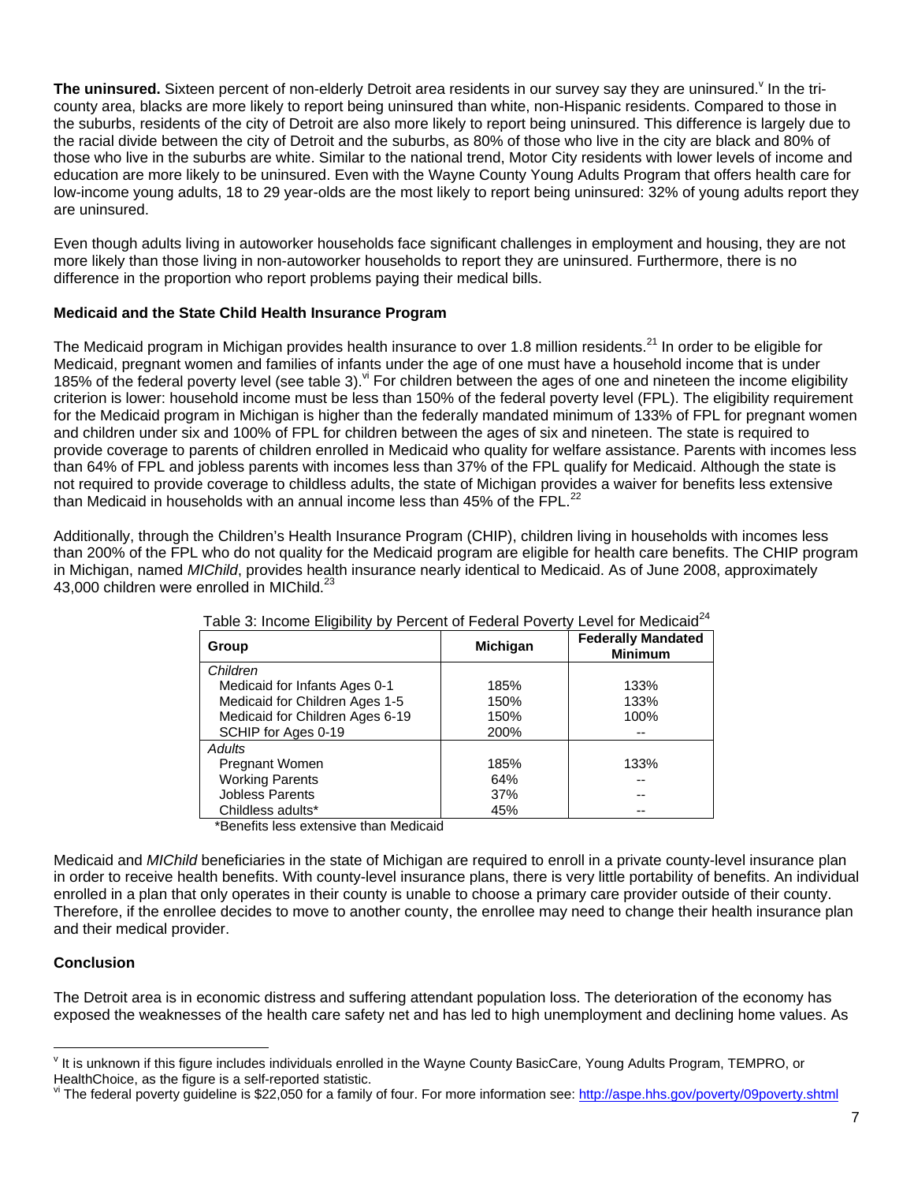**The uninsured.** Sixteen percent of non-elderly Detroit area residents in our survey say they are uninsured.[v] In the tri-county area, blacks are more likely to report being uninsured than white, non-Hispanic residents. Compared to those in the suburbs, residents of the city of Detroit are also more likely to report being uninsured. This difference is largely due to the racial divide between the city of Detroit and the suburbs, as 80% of those who live in the city are black and 80% of those who live in the suburbs are white. Similar to the national trend, Motor City residents with lower levels of income and education are more likely to be uninsured. Even with the Wayne County Young Adults Program that offers health care for low-income young adults, 18 to 29 year-olds are the most likely to report being uninsured: 32% of young adults report they are uninsured.

Even though adults living in autoworker households face significant challenges in employment and housing, they are not more likely than those living in non-autoworker households to report they are uninsured. Furthermore, there is no difference in the proportion who report problems paying their medical bills.

### Medicaid and the State Child Health Insurance Program

The Medicaid program in Michigan provides health insurance to over 1.8 million residents.[21] In order to be eligible for Medicaid, pregnant women and families of infants under the age of one must have a household income that is under 185% of the federal poverty level (see table 3).[vi] For children between the ages of one and nineteen the income eligibility criterion is lower: household income must be less than 150% of the federal poverty level (FPL). The eligibility requirement for the Medicaid program in Michigan is higher than the federally mandated minimum of 133% of FPL for pregnant women and children under six and 100% of FPL for children between the ages of six and nineteen. The state is required to provide coverage to parents of children enrolled in Medicaid who quality for welfare assistance. Parents with incomes less than 64% of FPL and jobless parents with incomes less than 37% of the FPL qualify for Medicaid. Although the state is not required to provide coverage to childless adults, the state of Michigan provides a waiver for benefits less extensive than Medicaid in households with an annual income less than 45% of the FPL.[22]

Additionally, through the Children's Health Insurance Program (CHIP), children living in households with incomes less than 200% of the FPL who do not quality for the Medicaid program are eligible for health care benefits. The CHIP program in Michigan, named *MIChild*, provides health insurance nearly identical to Medicaid. As of June 2008, approximately 43,000 children were enrolled in MIChild.[23]

Table 3: Income Eligibility by Percent of Federal Poverty Level for Medicaid[24]

| Group | Michigan | Federally Mandated Minimum |
|---|---|---|
| *Children* | | |
| Medicaid for Infants Ages 0-1 | 185% | 133% |
| Medicaid for Children Ages 1-5 | 150% | 133% |
| Medicaid for Children Ages 6-19 | 150% | 100% |
| SCHIP for Ages 0-19 | 200% | -- |
| *Adults* | | |
| Pregnant Women | 185% | 133% |
| Working Parents | 64% | -- |
| Jobless Parents | 37% | -- |
| Childless adults* | 45% | -- |

*Benefits less extensive than Medicaid

Medicaid and *MIChild* beneficiaries in the state of Michigan are required to enroll in a private county-level insurance plan in order to receive health benefits. With county-level insurance plans, there is very little portability of benefits. An individual enrolled in a plan that only operates in their county is unable to choose a primary care provider outside of their county. Therefore, if the enrollee decides to move to another county, the enrollee may need to change their health insurance plan and their medical provider.

### Conclusion

The Detroit area is in economic distress and suffering attendant population loss. The deterioration of the economy has exposed the weaknesses of the health care safety net and has led to high unemployment and declining home values. As

---

[v] It is unknown if this figure includes individuals enrolled in the Wayne County BasicCare, Young Adults Program, TEMPRO, or HealthChoice, as the figure is a self-reported statistic.

[vi] The federal poverty guideline is $22,050 for a family of four. For more information see: http://aspe.hhs.gov/poverty/09poverty.shtml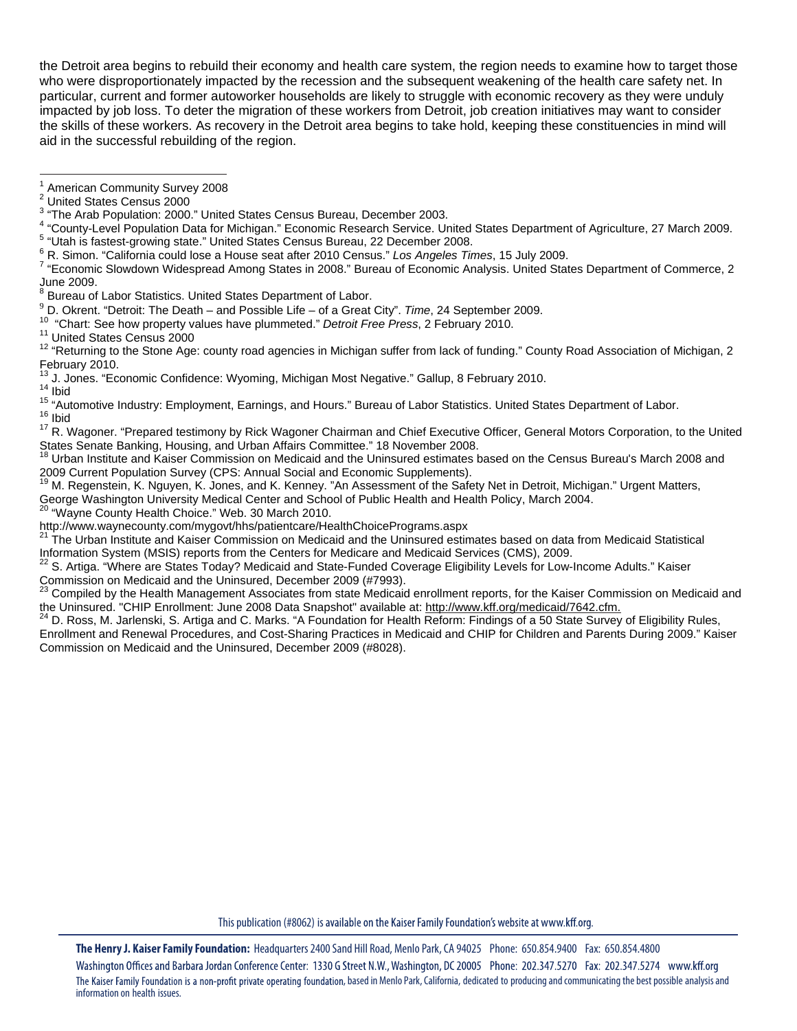the Detroit area begins to rebuild their economy and health care system, the region needs to examine how to target those who were disproportionately impacted by the recession and the subsequent weakening of the health care safety net. In particular, current and former autoworker households are likely to struggle with economic recovery as they were unduly impacted by job loss. To deter the migration of these workers from Detroit, job creation initiatives may want to consider the skills of these workers. As recovery in the Detroit area begins to take hold, keeping these constituencies in mind will aid in the successful rebuilding of the region.

---

[1] American Community Survey 2008
[2] United States Census 2000
[3] "The Arab Population: 2000." United States Census Bureau, December 2003.
[4] "County-Level Population Data for Michigan." Economic Research Service. United States Department of Agriculture, 27 March 2009.
[5] "Utah is fastest-growing state." United States Census Bureau, 22 December 2008.
[6] R. Simon. "California could lose a House seat after 2010 Census." *Los Angeles Times*, 15 July 2009.
[7] "Economic Slowdown Widespread Among States in 2008." Bureau of Economic Analysis. United States Department of Commerce, 2 June 2009.
[8] Bureau of Labor Statistics. United States Department of Labor.
[9] D. Okrent. "Detroit: The Death – and Possible Life – of a Great City". *Time*, 24 September 2009.
[10] "Chart: See how property values have plummeted." *Detroit Free Press*, 2 February 2010.
[11] United States Census 2000
[12] "Returning to the Stone Age: county road agencies in Michigan suffer from lack of funding." County Road Association of Michigan, 2 February 2010.
[13] J. Jones. "Economic Confidence: Wyoming, Michigan Most Negative." Gallup, 8 February 2010.
[14] Ibid
[15] "Automotive Industry: Employment, Earnings, and Hours." Bureau of Labor Statistics. United States Department of Labor.
[16] Ibid
[17] R. Wagoner. "Prepared testimony by Rick Wagoner Chairman and Chief Executive Officer, General Motors Corporation, to the United States Senate Banking, Housing, and Urban Affairs Committee." 18 November 2008.
[18] Urban Institute and Kaiser Commission on Medicaid and the Uninsured estimates based on the Census Bureau's March 2008 and 2009 Current Population Survey (CPS: Annual Social and Economic Supplements).
[19] M. Regenstein, K. Nguyen, K. Jones, and K. Kenney. "An Assessment of the Safety Net in Detroit, Michigan." Urgent Matters, George Washington University Medical Center and School of Public Health and Health Policy, March 2004.
[20] "Wayne County Health Choice." Web. 30 March 2010.
http://www.waynecounty.com/mygovt/hhs/patientcare/HealthChoicePrograms.aspx
[21] The Urban Institute and Kaiser Commission on Medicaid and the Uninsured estimates based on data from Medicaid Statistical Information System (MSIS) reports from the Centers for Medicare and Medicaid Services (CMS), 2009.
[22] S. Artiga. "Where are States Today? Medicaid and State-Funded Coverage Eligibility Levels for Low-Income Adults." Kaiser Commission on Medicaid and the Uninsured, December 2009 (#7993).
[23] Compiled by the Health Management Associates from state Medicaid enrollment reports, for the Kaiser Commission on Medicaid and the Uninsured. "CHIP Enrollment: June 2008 Data Snapshot" available at: http://www.kff.org/medicaid/7642.cfm.
[24] D. Ross, M. Jarlenski, S. Artiga and C. Marks. "A Foundation for Health Reform: Findings of a 50 State Survey of Eligibility Rules, Enrollment and Renewal Procedures, and Cost-Sharing Practices in Medicaid and CHIP for Children and Parents During 2009." Kaiser Commission on Medicaid and the Uninsured, December 2009 (#8028).

This publication (#8062) is available on the Kaiser Family Foundation's website at www.kff.org.

**The Henry J. Kaiser Family Foundation:** Headquarters 2400 Sand Hill Road, Menlo Park, CA 94025 Phone: 650.854.9400 Fax: 650.854.4800
Washington Offices and Barbara Jordan Conference Center: 1330 G Street N.W., Washington, DC 20005 Phone: 202.347.5270 Fax: 202.347.5274 www.kff.org
The Kaiser Family Foundation is a non-profit private operating foundation, based in Menlo Park, California, dedicated to producing and communicating the best possible analysis and information on health issues.